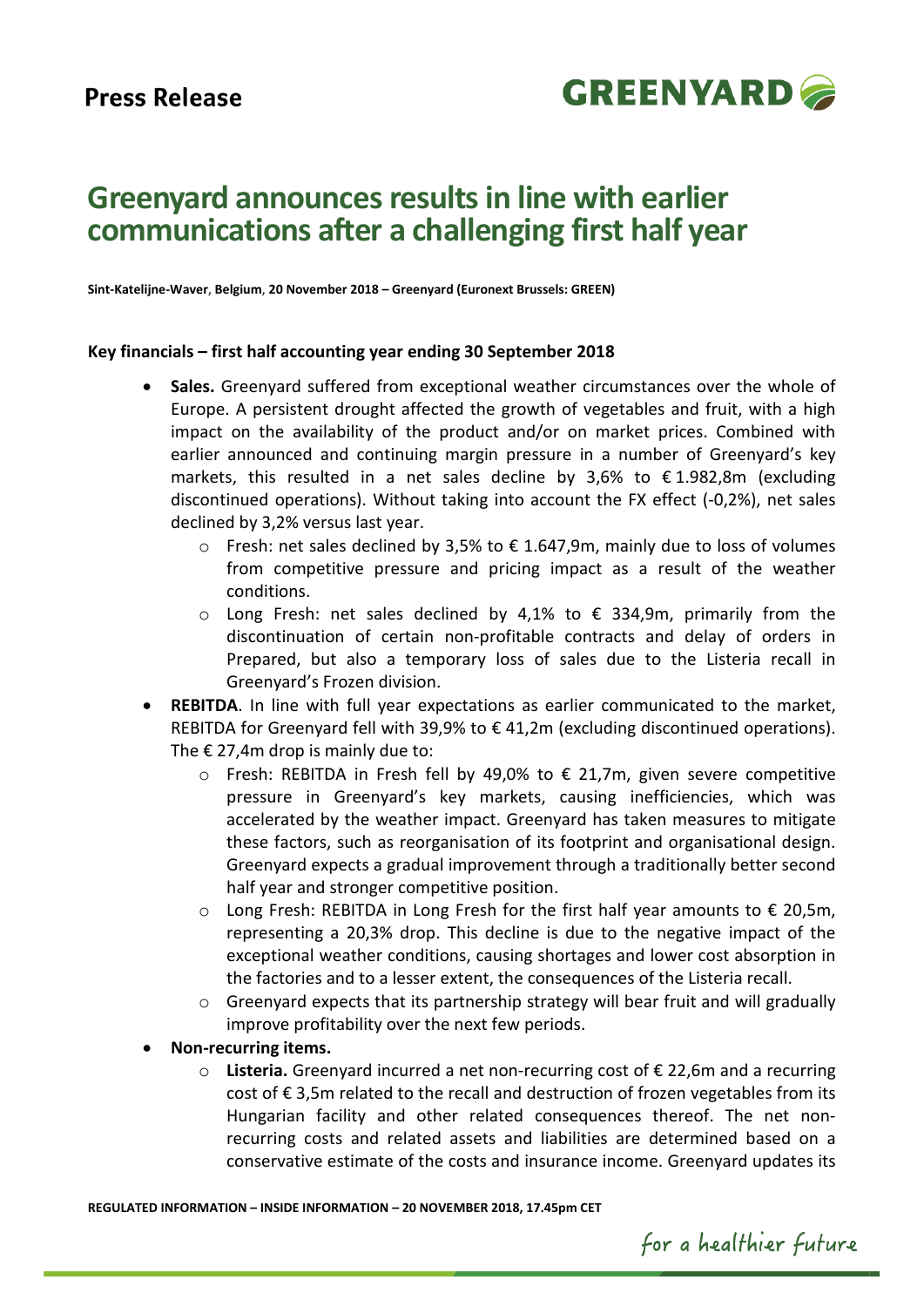**Press Release**

# Greenyard announces results in line with earlier communications after a challenging first half year

**Sint-Katelijne-Waver, Belgium, 20 November 2018 – Greenyard (Euronext Brussels: GREEN)**

### Key financials – first half accounting year ending 30 September 2018

- **Sales.** Greenyard suffered from exceptional weather circumstances over the whole of Europe. A persistent drought affected the growth of vegetables and fruit, with a high impact on the availability of the product and/or on market prices. Combined with earlier announced and continuing margin pressure in a number of Greenyard's key markets, this resulted in a net sales decline by 3,6% to € 1.982,8m (excluding discontinued operations). Without taking into account the FX effect (-0,2%), net sales declined by 3,2% versus last year.
  - Fresh: net sales declined by 3,5% to € 1.647,9m, mainly due to loss of volumes from competitive pressure and pricing impact as a result of the weather conditions.
  - Long Fresh: net sales declined by 4,1% to € 334,9m, primarily from the discontinuation of certain non-profitable contracts and delay of orders in Prepared, but also a temporary loss of sales due to the Listeria recall in Greenyard's Frozen division.
- **REBITDA**. In line with full year expectations as earlier communicated to the market, REBITDA for Greenyard fell with 39,9% to € 41,2m (excluding discontinued operations). The € 27,4m drop is mainly due to:
  - Fresh: REBITDA in Fresh fell by 49,0% to € 21,7m, given severe competitive pressure in Greenyard's key markets, causing inefficiencies, which was accelerated by the weather impact. Greenyard has taken measures to mitigate these factors, such as reorganisation of its footprint and organisational design. Greenyard expects a gradual improvement through a traditionally better second half year and stronger competitive position.
  - Long Fresh: REBITDA in Long Fresh for the first half year amounts to € 20,5m, representing a 20,3% drop. This decline is due to the negative impact of the exceptional weather conditions, causing shortages and lower cost absorption in the factories and to a lesser extent, the consequences of the Listeria recall.
  - Greenyard expects that its partnership strategy will bear fruit and will gradually improve profitability over the next few periods.
- **Non-recurring items.**
  - **Listeria.** Greenyard incurred a net non-recurring cost of € 22,6m and a recurring cost of € 3,5m related to the recall and destruction of frozen vegetables from its Hungarian facility and other related consequences thereof. The net non-recurring costs and related assets and liabilities are determined based on a conservative estimate of the costs and insurance income. Greenyard updates its

REGULATED INFORMATION – INSIDE INFORMATION – 20 NOVEMBER 2018, 17.45pm CET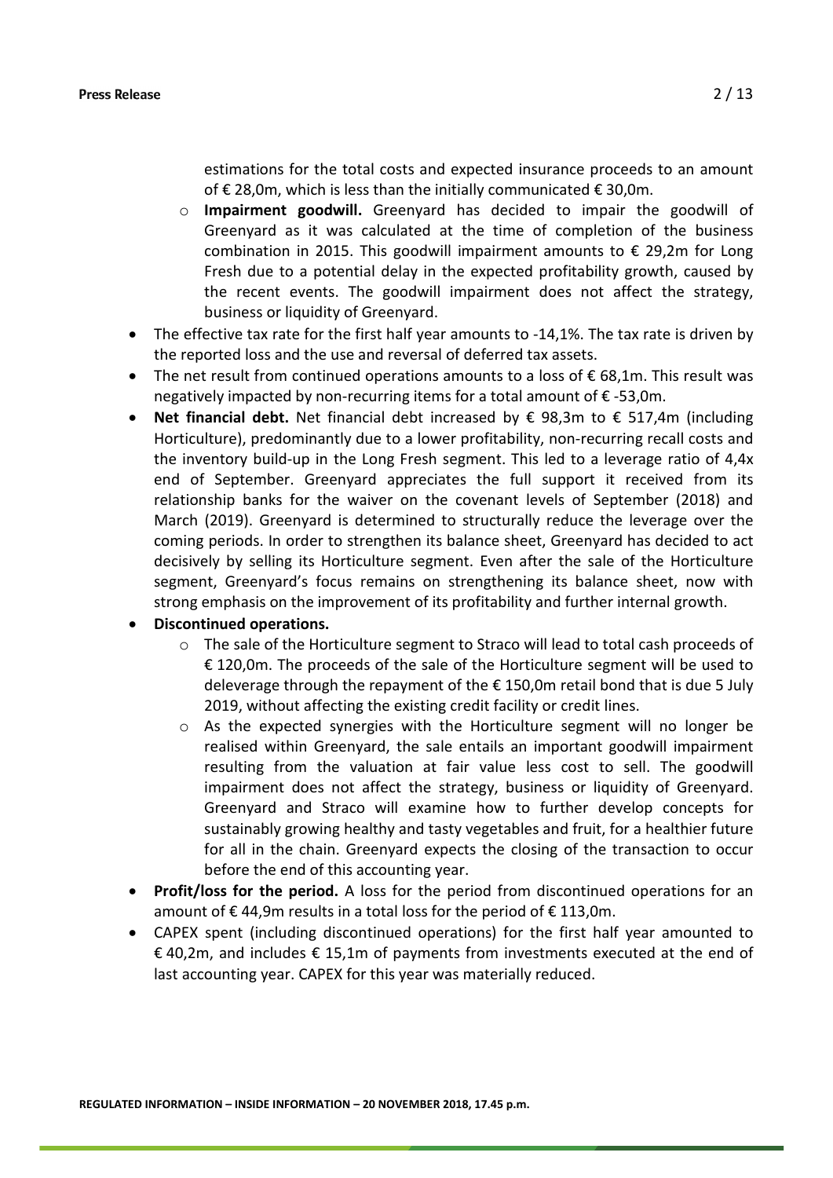estimations for the total costs and expected insurance proceeds to an amount of € 28,0m, which is less than the initially communicated € 30,0m.

  - **Impairment goodwill.** Greenyard has decided to impair the goodwill of Greenyard as it was calculated at the time of completion of the business combination in 2015. This goodwill impairment amounts to € 29,2m for Long Fresh due to a potential delay in the expected profitability growth, caused by the recent events. The goodwill impairment does not affect the strategy, business or liquidity of Greenyard.

- The effective tax rate for the first half year amounts to -14,1%. The tax rate is driven by the reported loss and the use and reversal of deferred tax assets.
- The net result from continued operations amounts to a loss of € 68,1m. This result was negatively impacted by non-recurring items for a total amount of € -53,0m.
- **Net financial debt.** Net financial debt increased by € 98,3m to € 517,4m (including Horticulture), predominantly due to a lower profitability, non-recurring recall costs and the inventory build-up in the Long Fresh segment. This led to a leverage ratio of 4,4x end of September. Greenyard appreciates the full support it received from its relationship banks for the waiver on the covenant levels of September (2018) and March (2019). Greenyard is determined to structurally reduce the leverage over the coming periods. In order to strengthen its balance sheet, Greenyard has decided to act decisively by selling its Horticulture segment. Even after the sale of the Horticulture segment, Greenyard's focus remains on strengthening its balance sheet, now with strong emphasis on the improvement of its profitability and further internal growth.
- **Discontinued operations.**
  - The sale of the Horticulture segment to Straco will lead to total cash proceeds of € 120,0m. The proceeds of the sale of the Horticulture segment will be used to deleverage through the repayment of the € 150,0m retail bond that is due 5 July 2019, without affecting the existing credit facility or credit lines.
  - As the expected synergies with the Horticulture segment will no longer be realised within Greenyard, the sale entails an important goodwill impairment resulting from the valuation at fair value less cost to sell. The goodwill impairment does not affect the strategy, business or liquidity of Greenyard. Greenyard and Straco will examine how to further develop concepts for sustainably growing healthy and tasty vegetables and fruit, for a healthier future for all in the chain. Greenyard expects the closing of the transaction to occur before the end of this accounting year.
- **Profit/loss for the period.** A loss for the period from discontinued operations for an amount of € 44,9m results in a total loss for the period of € 113,0m.
- CAPEX spent (including discontinued operations) for the first half year amounted to € 40,2m, and includes € 15,1m of payments from investments executed at the end of last accounting year. CAPEX for this year was materially reduced.

REGULATED INFORMATION – INSIDE INFORMATION – 20 NOVEMBER 2018, 17.45 p.m.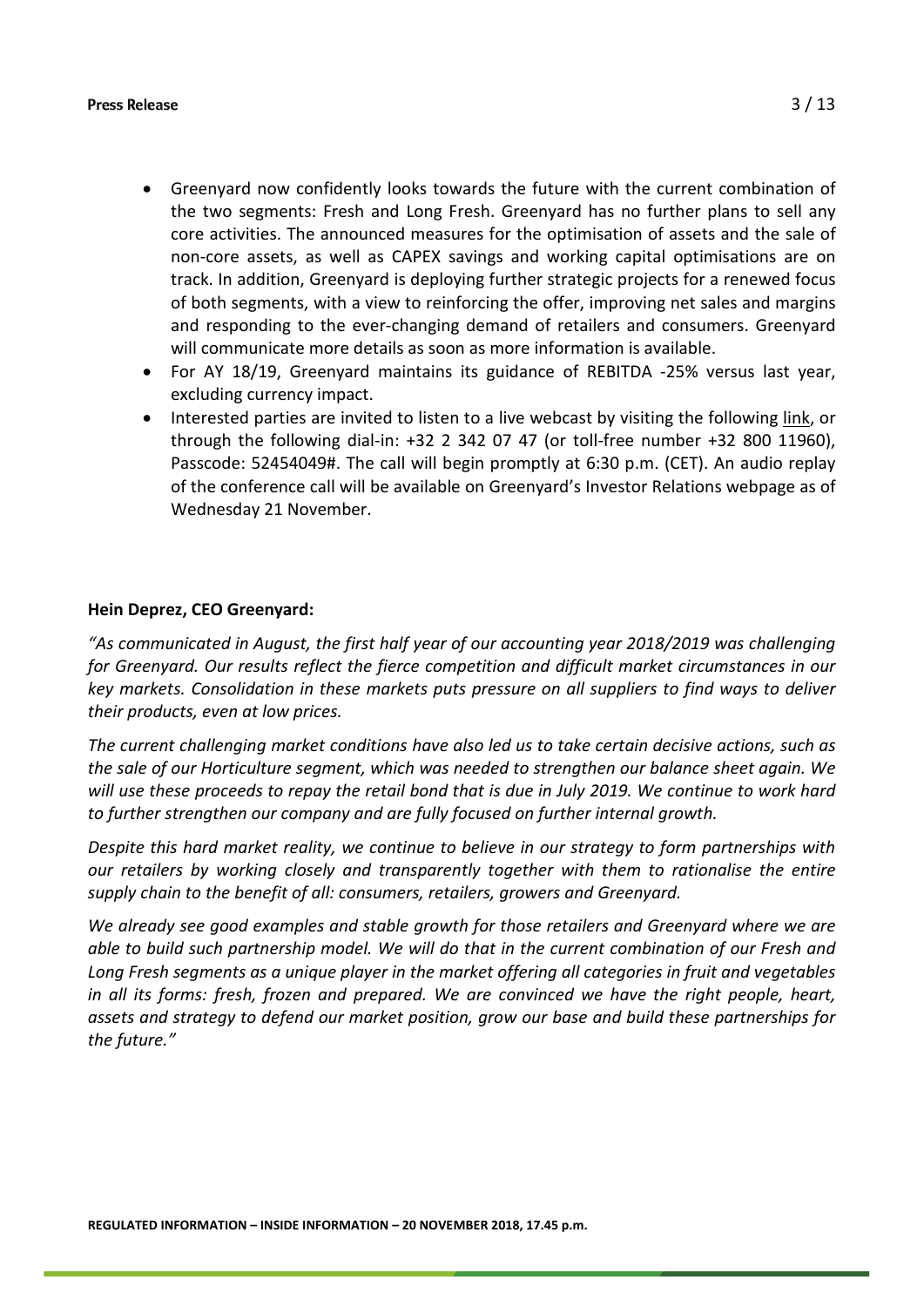- Greenyard now confidently looks towards the future with the current combination of the two segments: Fresh and Long Fresh. Greenyard has no further plans to sell any core activities. The announced measures for the optimisation of assets and the sale of non-core assets, as well as CAPEX savings and working capital optimisations are on track. In addition, Greenyard is deploying further strategic projects for a renewed focus of both segments, with a view to reinforcing the offer, improving net sales and margins and responding to the ever-changing demand of retailers and consumers. Greenyard will communicate more details as soon as more information is available.
- For AY 18/19, Greenyard maintains its guidance of REBITDA -25% versus last year, excluding currency impact.
- Interested parties are invited to listen to a live webcast by visiting the following link, or through the following dial-in: +32 2 342 07 47 (or toll-free number +32 800 11960), Passcode: 52454049#. The call will begin promptly at 6:30 p.m. (CET). An audio replay of the conference call will be available on Greenyard's Investor Relations webpage as of Wednesday 21 November.

**Hein Deprez, CEO Greenyard:**

*"As communicated in August, the first half year of our accounting year 2018/2019 was challenging for Greenyard. Our results reflect the fierce competition and difficult market circumstances in our key markets. Consolidation in these markets puts pressure on all suppliers to find ways to deliver their products, even at low prices.*

*The current challenging market conditions have also led us to take certain decisive actions, such as the sale of our Horticulture segment, which was needed to strengthen our balance sheet again. We will use these proceeds to repay the retail bond that is due in July 2019. We continue to work hard to further strengthen our company and are fully focused on further internal growth.*

*Despite this hard market reality, we continue to believe in our strategy to form partnerships with our retailers by working closely and transparently together with them to rationalise the entire supply chain to the benefit of all: consumers, retailers, growers and Greenyard.*

*We already see good examples and stable growth for those retailers and Greenyard where we are able to build such partnership model. We will do that in the current combination of our Fresh and Long Fresh segments as a unique player in the market offering all categories in fruit and vegetables in all its forms: fresh, frozen and prepared. We are convinced we have the right people, heart, assets and strategy to defend our market position, grow our base and build these partnerships for the future."*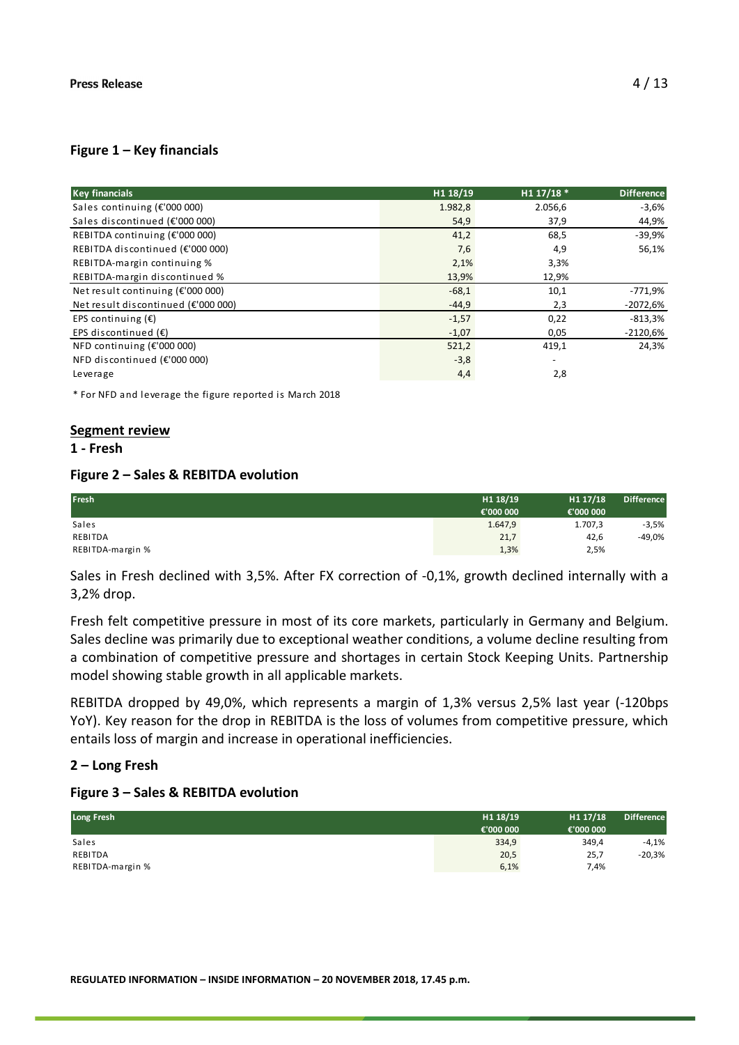## Figure 1 – Key financials

| Key financials | H1 18/19 | H1 17/18 * | Difference |
|---|---|---|---|
| Sales continuing (€'000 000) | 1.982,8 | 2.056,6 | -3,6% |
| Sales discontinued (€'000 000) | 54,9 | 37,9 | 44,9% |
| REBITDA continuing (€'000 000) | 41,2 | 68,5 | -39,9% |
| REBITDA discontinued (€'000 000) | 7,6 | 4,9 | 56,1% |
| REBITDA-margin continuing % | 2,1% | 3,3% | |
| REBITDA-margin discontinued % | 13,9% | 12,9% | |
| Net result continuing (€'000 000) | -68,1 | 10,1 | -771,9% |
| Net result discontinued (€'000 000) | -44,9 | 2,3 | -2072,6% |
| EPS continuing (€) | -1,57 | 0,22 | -813,3% |
| EPS discontinued (€) | -1,07 | 0,05 | -2120,6% |
| NFD continuing (€'000 000) | 521,2 | 419,1 | 24,3% |
| NFD discontinued (€'000 000) | -3,8 | - | |
| Leverage | 4,4 | 2,8 | |

\* For NFD and leverage the figure reported is March 2018

## Segment review

### 1 - Fresh

### Figure 2 – Sales & REBITDA evolution

| Fresh | H1 18/19 €'000 000 | H1 17/18 €'000 000 | Difference |
|---|---|---|---|
| Sales | 1.647,9 | 1.707,3 | -3,5% |
| REBITDA | 21,7 | 42,6 | -49,0% |
| REBITDA-margin % | 1,3% | 2,5% | |

Sales in Fresh declined with 3,5%. After FX correction of -0,1%, growth declined internally with a 3,2% drop.

Fresh felt competitive pressure in most of its core markets, particularly in Germany and Belgium. Sales decline was primarily due to exceptional weather conditions, a volume decline resulting from a combination of competitive pressure and shortages in certain Stock Keeping Units. Partnership model showing stable growth in all applicable markets.

REBITDA dropped by 49,0%, which represents a margin of 1,3% versus 2,5% last year (-120bps YoY). Key reason for the drop in REBITDA is the loss of volumes from competitive pressure, which entails loss of margin and increase in operational inefficiencies.

### 2 – Long Fresh

### Figure 3 – Sales & REBITDA evolution

| Long Fresh | H1 18/19 €'000 000 | H1 17/18 €'000 000 | Difference |
|---|---|---|---|
| Sales | 334,9 | 349,4 | -4,1% |
| REBITDA | 20,5 | 25,7 | -20,3% |
| REBITDA-margin % | 6,1% | 7,4% | |

REGULATED INFORMATION – INSIDE INFORMATION – 20 NOVEMBER 2018, 17.45 p.m.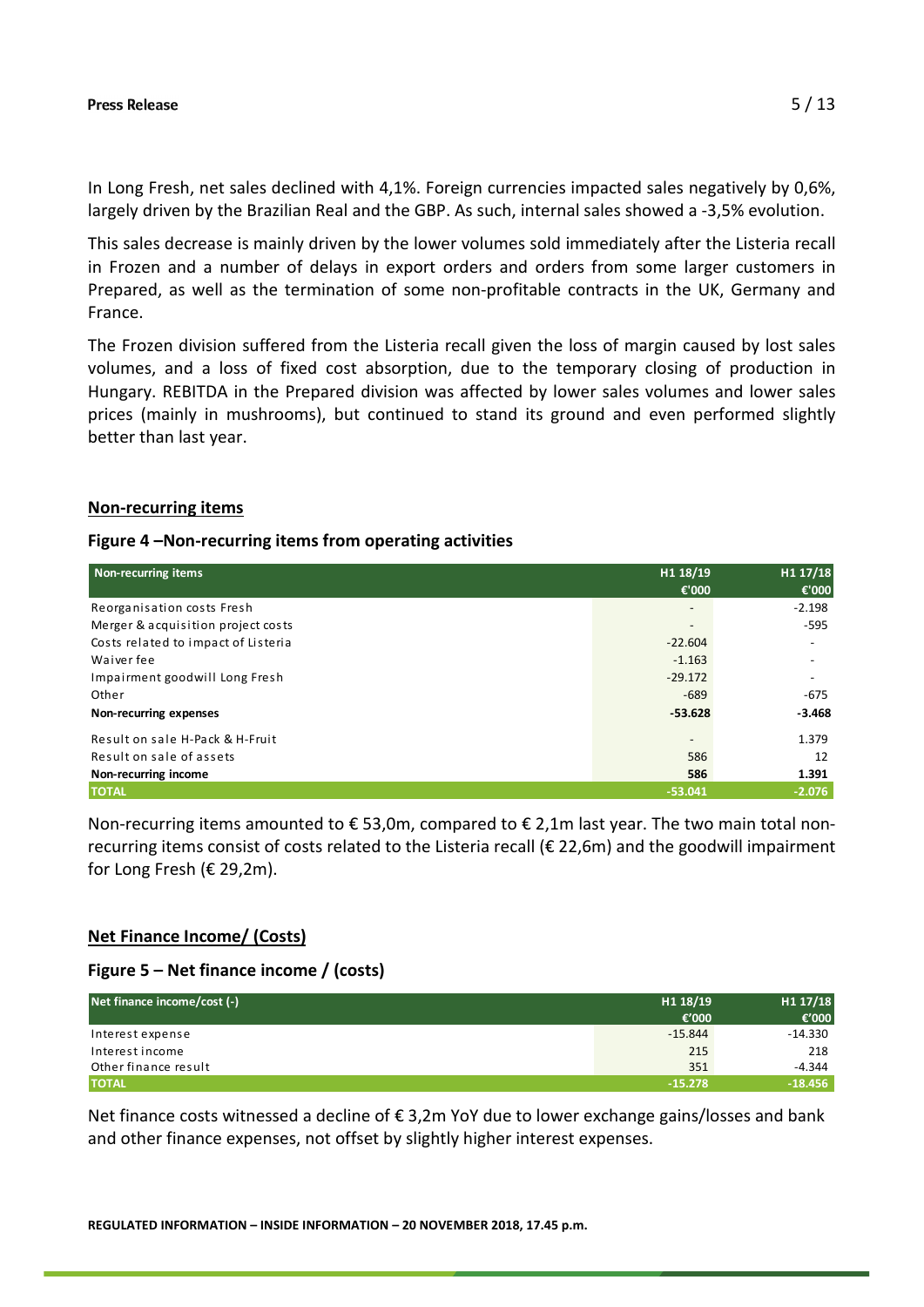In Long Fresh, net sales declined with 4,1%. Foreign currencies impacted sales negatively by 0,6%, largely driven by the Brazilian Real and the GBP. As such, internal sales showed a -3,5% evolution.

This sales decrease is mainly driven by the lower volumes sold immediately after the Listeria recall in Frozen and a number of delays in export orders and orders from some larger customers in Prepared, as well as the termination of some non-profitable contracts in the UK, Germany and France.

The Frozen division suffered from the Listeria recall given the loss of margin caused by lost sales volumes, and a loss of fixed cost absorption, due to the temporary closing of production in Hungary. REBITDA in the Prepared division was affected by lower sales volumes and lower sales prices (mainly in mushrooms), but continued to stand its ground and even performed slightly better than last year.

## Non-recurring items

### Figure 4 –Non-recurring items from operating activities

| Non-recurring items | H1 18/19 €'000 | H1 17/18 €'000 |
|---|---|---|
| Reorganisation costs Fresh | - | -2.198 |
| Merger & acquisition project costs | - | -595 |
| Costs related to impact of Listeria | -22.604 | - |
| Waiver fee | -1.163 | - |
| Impairment goodwill Long Fresh | -29.172 | - |
| Other | -689 | -675 |
| **Non-recurring expenses** | **-53.628** | **-3.468** |
| Result on sale H-Pack & H-Fruit | - | 1.379 |
| Result on sale of assets | 586 | 12 |
| **Non-recurring income** | **586** | **1.391** |
| **TOTAL** | **-53.041** | **-2.076** |

Non-recurring items amounted to € 53,0m, compared to € 2,1m last year. The two main total non-recurring items consist of costs related to the Listeria recall (€ 22,6m) and the goodwill impairment for Long Fresh (€ 29,2m).

## Net Finance Income/ (Costs)

### Figure 5 – Net finance income / (costs)

| Net finance income/cost (-) | H1 18/19 €'000 | H1 17/18 €'000 |
|---|---|---|
| Interest expense | -15.844 | -14.330 |
| Interest income | 215 | 218 |
| Other finance result | 351 | -4.344 |
| **TOTAL** | **-15.278** | **-18.456** |

Net finance costs witnessed a decline of € 3,2m YoY due to lower exchange gains/losses and bank and other finance expenses, not offset by slightly higher interest expenses.

REGULATED INFORMATION – INSIDE INFORMATION – 20 NOVEMBER 2018, 17.45 p.m.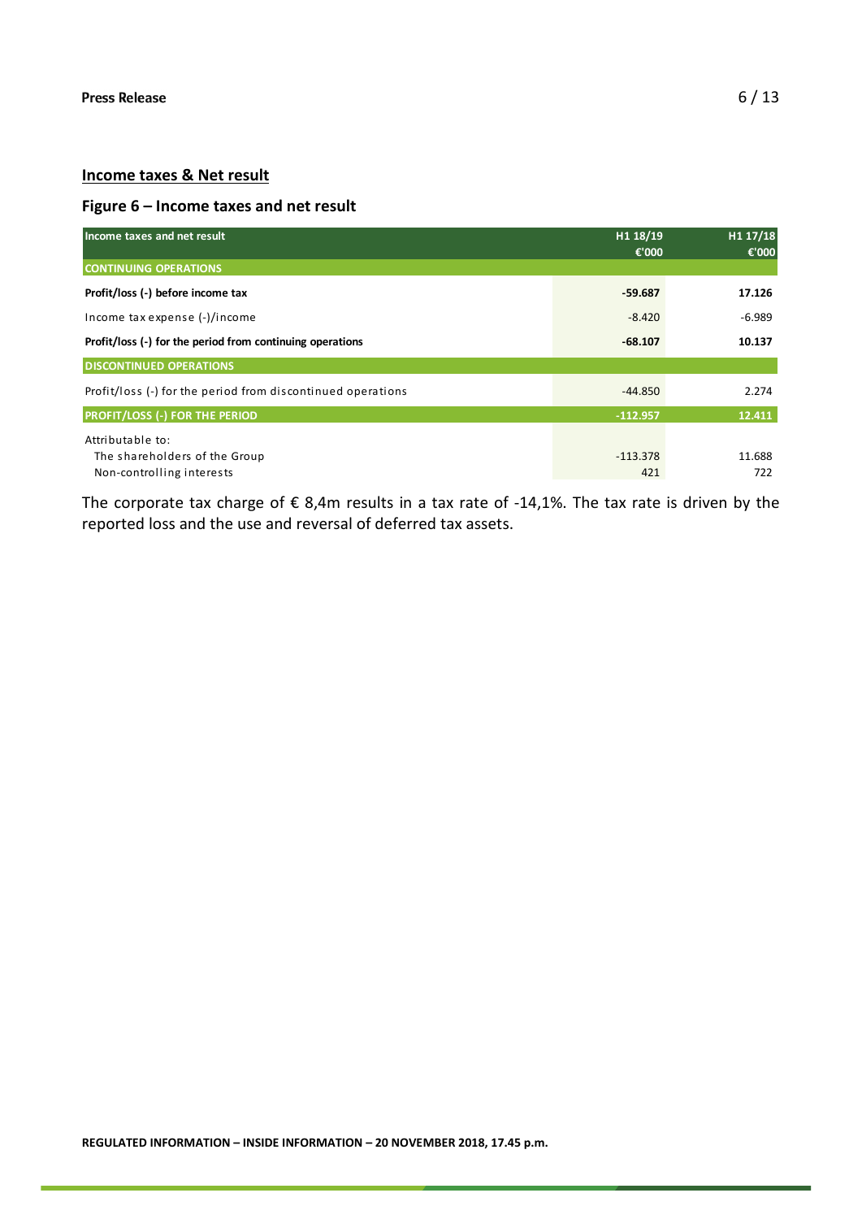## Income taxes & Net result

### Figure 6 – Income taxes and net result

| Income taxes and net result | H1 18/19 €'000 | H1 17/18 €'000 |
|---|---|---|
| **CONTINUING OPERATIONS** | | |
| **Profit/loss (-) before income tax** | **-59.687** | **17.126** |
| Income tax expense (-)/income | -8.420 | -6.989 |
| **Profit/loss (-) for the period from continuing operations** | **-68.107** | **10.137** |
| **DISCONTINUED OPERATIONS** | | |
| Profit/loss (-) for the period from discontinued operations | -44.850 | 2.274 |
| **PROFIT/LOSS (-) FOR THE PERIOD** | **-112.957** | **12.411** |
| Attributable to: | | |
| The shareholders of the Group | -113.378 | 11.688 |
| Non-controlling interests | 421 | 722 |

The corporate tax charge of € 8,4m results in a tax rate of -14,1%. The tax rate is driven by the reported loss and the use and reversal of deferred tax assets.

**REGULATED INFORMATION – INSIDE INFORMATION – 20 NOVEMBER 2018, 17.45 p.m.**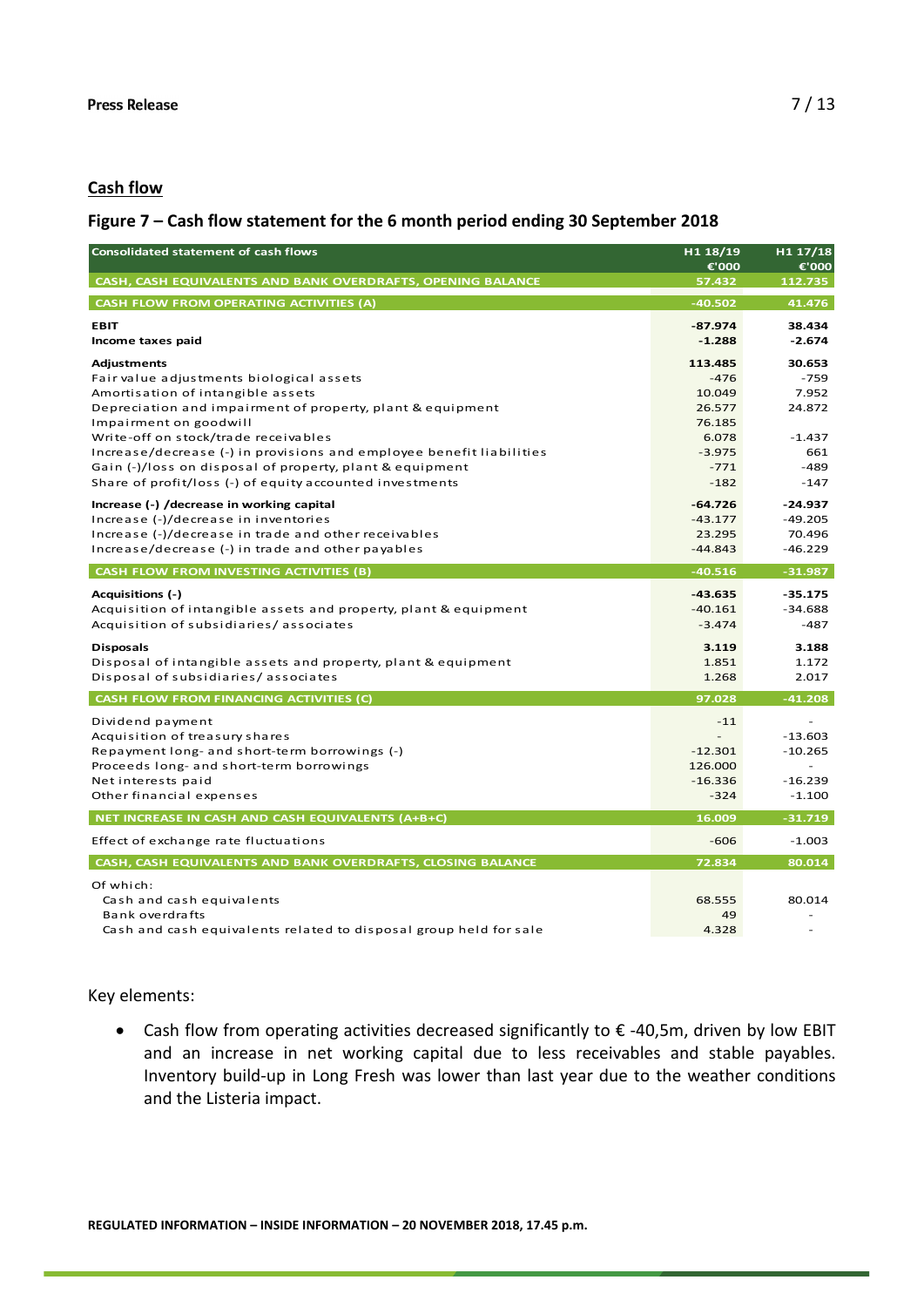## Cash flow

### Figure 7 – Cash flow statement for the 6 month period ending 30 September 2018

| Consolidated statement of cash flows | H1 18/19 €'000 | H1 17/18 €'000 |
|---|---|---|
| **CASH, CASH EQUIVALENTS AND BANK OVERDRAFTS, OPENING BALANCE** | **57.432** | **112.735** |
| **CASH FLOW FROM OPERATING ACTIVITIES (A)** | **-40.502** | **41.476** |
| **EBIT** | **-87.974** | **38.434** |
| **Income taxes paid** | **-1.288** | **-2.674** |
| **Adjustments** | **113.485** | **30.653** |
| Fair value adjustments biological assets | -476 | -759 |
| Amortisation of intangible assets | 10.049 | 7.952 |
| Depreciation and impairment of property, plant & equipment | 26.577 | 24.872 |
| Impairment on goodwill | 76.185 | |
| Write-off on stock/trade receivables | 6.078 | -1.437 |
| Increase/decrease (-) in provisions and employee benefit liabilities | -3.975 | 661 |
| Gain (-)/loss on disposal of property, plant & equipment | -771 | -489 |
| Share of profit/loss (-) of equity accounted investments | -182 | -147 |
| **Increase (-) /decrease in working capital** | **-64.726** | **-24.937** |
| Increase (-)/decrease in inventories | -43.177 | -49.205 |
| Increase (-)/decrease in trade and other receivables | 23.295 | 70.496 |
| Increase/decrease (-) in trade and other payables | -44.843 | -46.229 |
| **CASH FLOW FROM INVESTING ACTIVITIES (B)** | **-40.516** | **-31.987** |
| **Acquisitions (-)** | **-43.635** | **-35.175** |
| Acquisition of intangible assets and property, plant & equipment | -40.161 | -34.688 |
| Acquisition of subsidiaries/ associates | -3.474 | -487 |
| **Disposals** | **3.119** | **3.188** |
| Disposal of intangible assets and property, plant & equipment | 1.851 | 1.172 |
| Disposal of subsidiaries/ associates | 1.268 | 2.017 |
| **CASH FLOW FROM FINANCING ACTIVITIES (C)** | **97.028** | **-41.208** |
| Dividend payment | -11 | - |
| Acquisition of treasury shares | - | -13.603 |
| Repayment long- and short-term borrowings (-) | -12.301 | -10.265 |
| Proceeds long- and short-term borrowings | 126.000 | - |
| Net interests paid | -16.336 | -16.239 |
| Other financial expenses | -324 | -1.100 |
| **NET INCREASE IN CASH AND CASH EQUIVALENTS (A+B+C)** | **16.009** | **-31.719** |
| Effect of exchange rate fluctuations | -606 | -1.003 |
| **CASH, CASH EQUIVALENTS AND BANK OVERDRAFTS, CLOSING BALANCE** | **72.834** | **80.014** |
| Of which: | | |
| Cash and cash equivalents | 68.555 | 80.014 |
| Bank overdrafts | 49 | - |
| Cash and cash equivalents related to disposal group held for sale | 4.328 | - |

Key elements:

- Cash flow from operating activities decreased significantly to € -40,5m, driven by low EBIT and an increase in net working capital due to less receivables and stable payables. Inventory build-up in Long Fresh was lower than last year due to the weather conditions and the Listeria impact.

REGULATED INFORMATION – INSIDE INFORMATION – 20 NOVEMBER 2018, 17.45 p.m.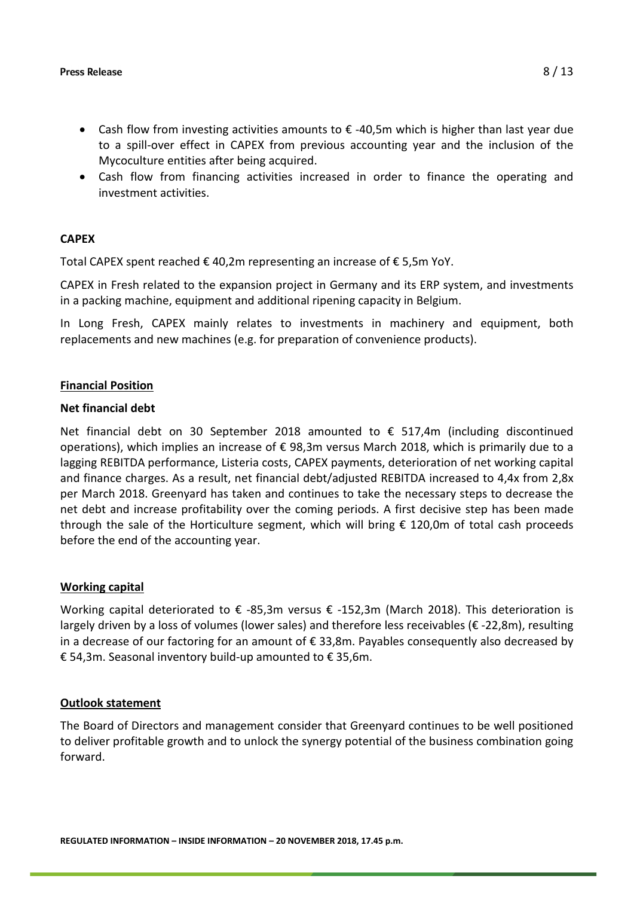- Cash flow from investing activities amounts to € -40,5m which is higher than last year due to a spill-over effect in CAPEX from previous accounting year and the inclusion of the Mycoculture entities after being acquired.
- Cash flow from financing activities increased in order to finance the operating and investment activities.

**CAPEX**

Total CAPEX spent reached € 40,2m representing an increase of € 5,5m YoY.

CAPEX in Fresh related to the expansion project in Germany and its ERP system, and investments in a packing machine, equipment and additional ripening capacity in Belgium.

In Long Fresh, CAPEX mainly relates to investments in machinery and equipment, both replacements and new machines (e.g. for preparation of convenience products).

## Financial Position

**Net financial debt**

Net financial debt on 30 September 2018 amounted to € 517,4m (including discontinued operations), which implies an increase of € 98,3m versus March 2018, which is primarily due to a lagging REBITDA performance, Listeria costs, CAPEX payments, deterioration of net working capital and finance charges. As a result, net financial debt/adjusted REBITDA increased to 4,4x from 2,8x per March 2018. Greenyard has taken and continues to take the necessary steps to decrease the net debt and increase profitability over the coming periods. A first decisive step has been made through the sale of the Horticulture segment, which will bring € 120,0m of total cash proceeds before the end of the accounting year.

## Working capital

Working capital deteriorated to € -85,3m versus € -152,3m (March 2018). This deterioration is largely driven by a loss of volumes (lower sales) and therefore less receivables (€ -22,8m), resulting in a decrease of our factoring for an amount of € 33,8m. Payables consequently also decreased by € 54,3m. Seasonal inventory build-up amounted to € 35,6m.

## Outlook statement

The Board of Directors and management consider that Greenyard continues to be well positioned to deliver profitable growth and to unlock the synergy potential of the business combination going forward.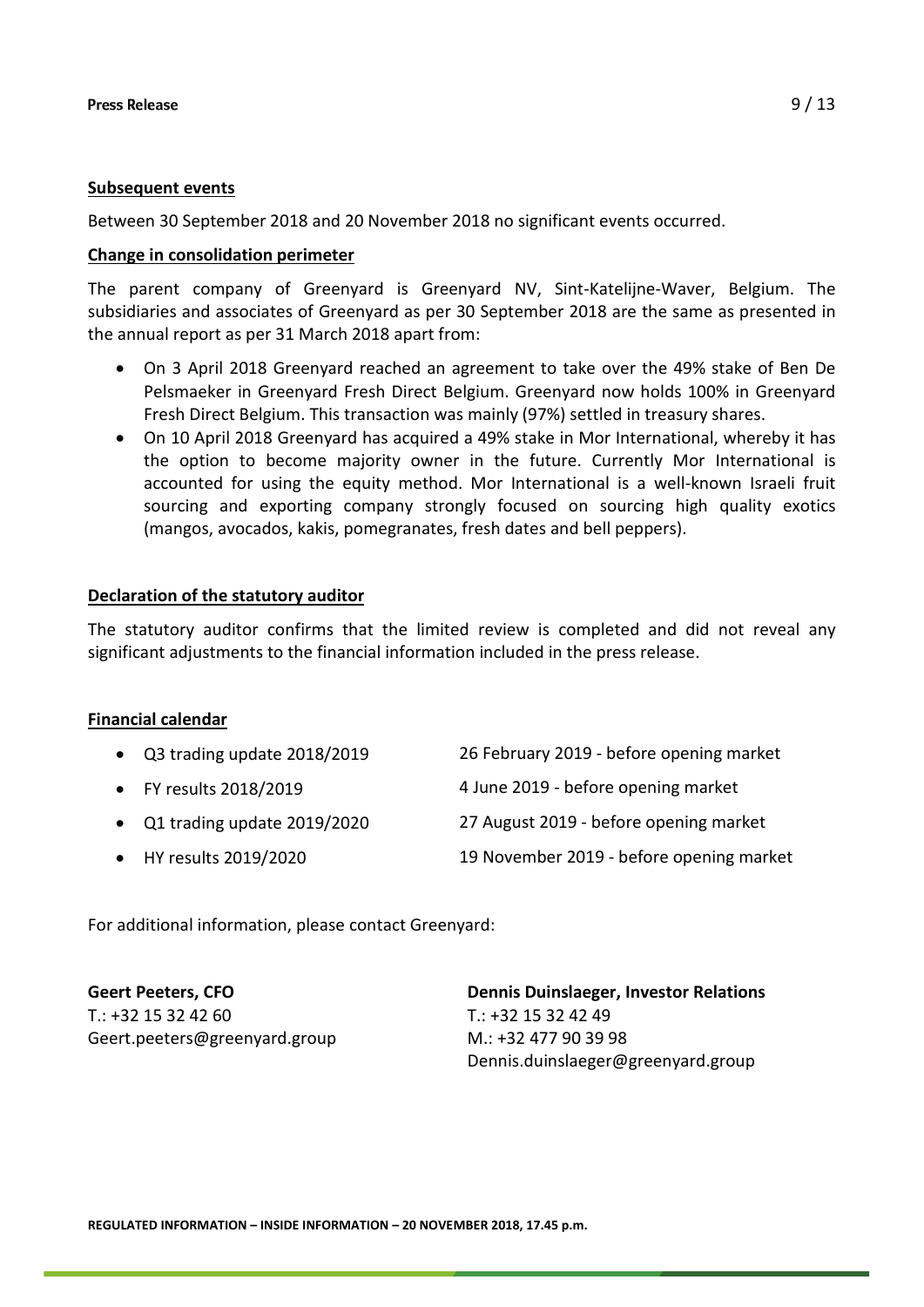## Subsequent events

Between 30 September 2018 and 20 November 2018 no significant events occurred.

## Change in consolidation perimeter

The parent company of Greenyard is Greenyard NV, Sint-Katelijne-Waver, Belgium. The subsidiaries and associates of Greenyard as per 30 September 2018 are the same as presented in the annual report as per 31 March 2018 apart from:

- On 3 April 2018 Greenyard reached an agreement to take over the 49% stake of Ben De Pelsmaeker in Greenyard Fresh Direct Belgium. Greenyard now holds 100% in Greenyard Fresh Direct Belgium. This transaction was mainly (97%) settled in treasury shares.
- On 10 April 2018 Greenyard has acquired a 49% stake in Mor International, whereby it has the option to become majority owner in the future. Currently Mor International is accounted for using the equity method. Mor International is a well-known Israeli fruit sourcing and exporting company strongly focused on sourcing high quality exotics (mangos, avocados, kakis, pomegranates, fresh dates and bell peppers).

## Declaration of the statutory auditor

The statutory auditor confirms that the limited review is completed and did not reveal any significant adjustments to the financial information included in the press release.

## Financial calendar

- Q3 trading update 2018/2019 — 26 February 2019 - before opening market
- FY results 2018/2019 — 4 June 2019 - before opening market
- Q1 trading update 2019/2020 — 27 August 2019 - before opening market
- HY results 2019/2020 — 19 November 2019 - before opening market

For additional information, please contact Greenyard:

**Geert Peeters, CFO**
T.: +32 15 32 42 60
Geert.peeters@greenyard.group

**Dennis Duinslaeger, Investor Relations**
T.: +32 15 32 42 49
M.: +32 477 90 39 98
Dennis.duinslaeger@greenyard.group

**REGULATED INFORMATION – INSIDE INFORMATION – 20 NOVEMBER 2018, 17.45 p.m.**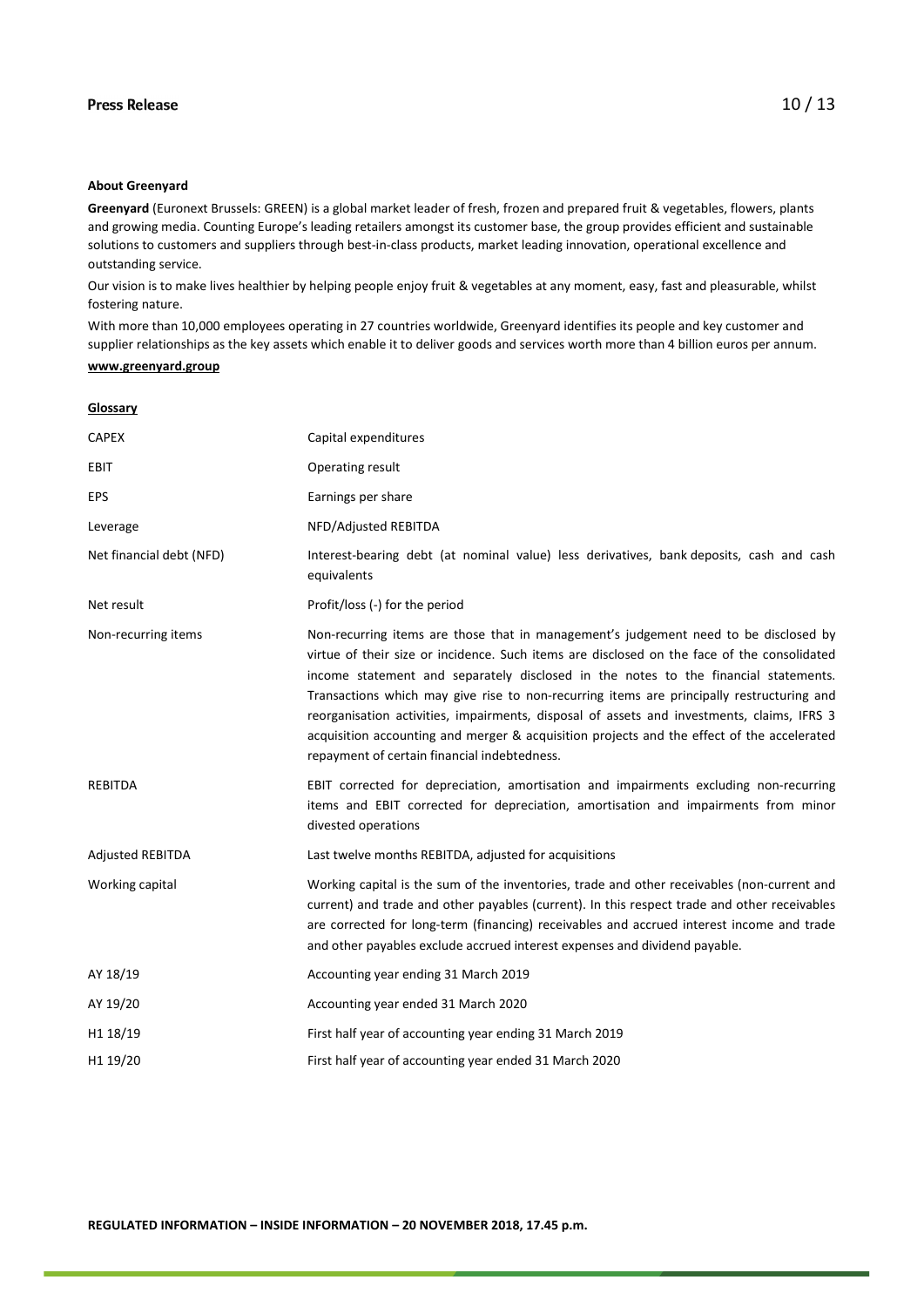**About Greenyard**

**Greenyard** (Euronext Brussels: GREEN) is a global market leader of fresh, frozen and prepared fruit & vegetables, flowers, plants and growing media. Counting Europe's leading retailers amongst its customer base, the group provides efficient and sustainable solutions to customers and suppliers through best-in-class products, market leading innovation, operational excellence and outstanding service.

Our vision is to make lives healthier by helping people enjoy fruit & vegetables at any moment, easy, fast and pleasurable, whilst fostering nature.

With more than 10,000 employees operating in 27 countries worldwide, Greenyard identifies its people and key customer and supplier relationships as the key assets which enable it to deliver goods and services worth more than 4 billion euros per annum.

**www.greenyard.group**

**Glossary**

| | |
|---|---|
| CAPEX | Capital expenditures |
| EBIT | Operating result |
| EPS | Earnings per share |
| Leverage | NFD/Adjusted REBITDA |
| Net financial debt (NFD) | Interest-bearing debt (at nominal value) less derivatives, bank deposits, cash and cash equivalents |
| Net result | Profit/loss (-) for the period |
| Non-recurring items | Non-recurring items are those that in management's judgement need to be disclosed by virtue of their size or incidence. Such items are disclosed on the face of the consolidated income statement and separately disclosed in the notes to the financial statements. Transactions which may give rise to non-recurring items are principally restructuring and reorganisation activities, impairments, disposal of assets and investments, claims, IFRS 3 acquisition accounting and merger & acquisition projects and the effect of the accelerated repayment of certain financial indebtedness. |
| REBITDA | EBIT corrected for depreciation, amortisation and impairments excluding non-recurring items and EBIT corrected for depreciation, amortisation and impairments from minor divested operations |
| Adjusted REBITDA | Last twelve months REBITDA, adjusted for acquisitions |
| Working capital | Working capital is the sum of the inventories, trade and other receivables (non-current and current) and trade and other payables (current). In this respect trade and other receivables are corrected for long-term (financing) receivables and accrued interest income and trade and other payables exclude accrued interest expenses and dividend payable. |
| AY 18/19 | Accounting year ending 31 March 2019 |
| AY 19/20 | Accounting year ended 31 March 2020 |
| H1 18/19 | First half year of accounting year ending 31 March 2019 |
| H1 19/20 | First half year of accounting year ended 31 March 2020 |

**REGULATED INFORMATION – INSIDE INFORMATION – 20 NOVEMBER 2018, 17.45 p.m.**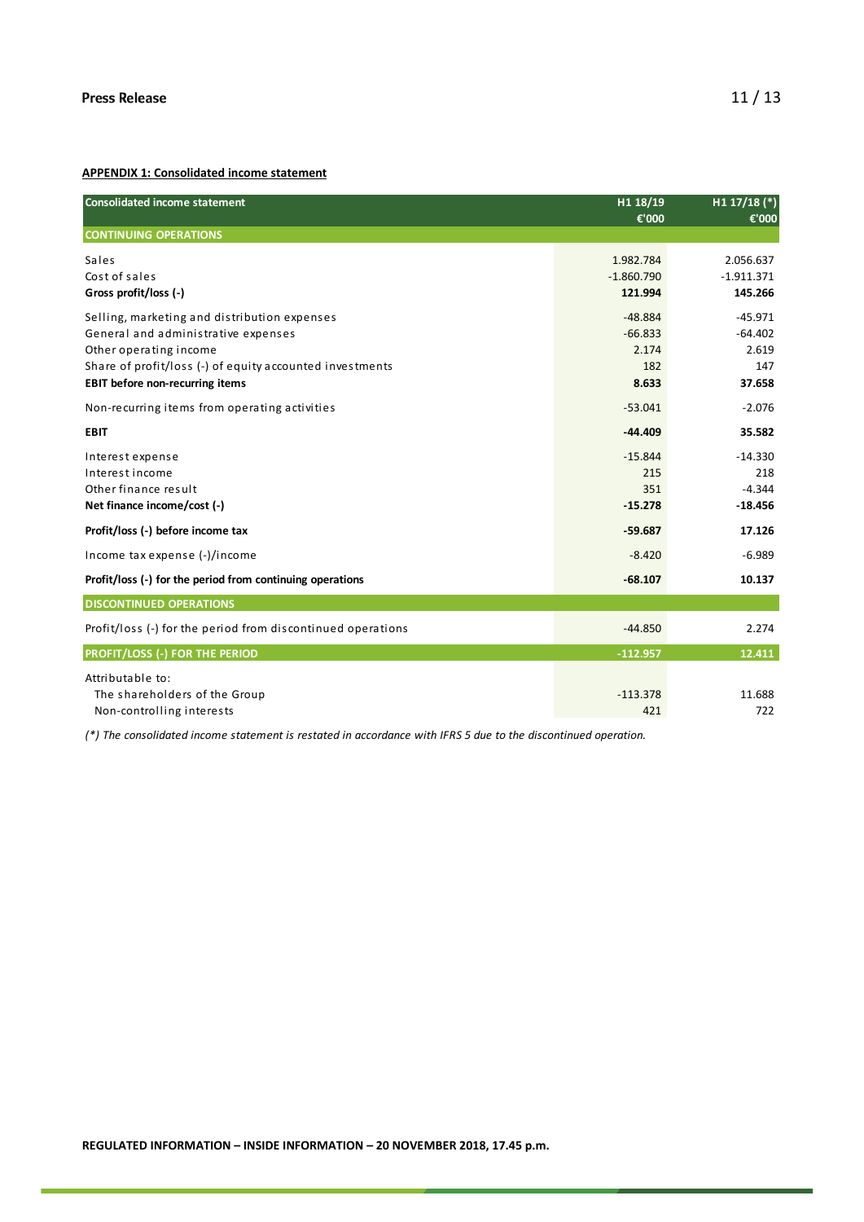**APPENDIX 1: Consolidated income statement**

| Consolidated income statement | H1 18/19 €'000 | H1 17/18 (*) €'000 |
|---|---|---|
| **CONTINUING OPERATIONS** | | |
| Sales | 1.982.784 | 2.056.637 |
| Cost of sales | -1.860.790 | -1.911.371 |
| **Gross profit/loss (-)** | **121.994** | **145.266** |
| Selling, marketing and distribution expenses | -48.884 | -45.971 |
| General and administrative expenses | -66.833 | -64.402 |
| Other operating income | 2.174 | 2.619 |
| Share of profit/loss (-) of equity accounted investments | 182 | 147 |
| **EBIT before non-recurring items** | **8.633** | **37.658** |
| Non-recurring items from operating activities | -53.041 | -2.076 |
| **EBIT** | **-44.409** | **35.582** |
| Interest expense | -15.844 | -14.330 |
| Interest income | 215 | 218 |
| Other finance result | 351 | -4.344 |
| **Net finance income/cost (-)** | **-15.278** | **-18.456** |
| **Profit/loss (-) before income tax** | **-59.687** | **17.126** |
| Income tax expense (-)/income | -8.420 | -6.989 |
| **Profit/loss (-) for the period from continuing operations** | **-68.107** | **10.137** |
| **DISCONTINUED OPERATIONS** | | |
| Profit/loss (-) for the period from discontinued operations | -44.850 | 2.274 |
| **PROFIT/LOSS (-) FOR THE PERIOD** | **-112.957** | **12.411** |
| Attributable to: | | |
| The shareholders of the Group | -113.378 | 11.688 |
| Non-controlling interests | 421 | 722 |

*(*) The consolidated income statement is restated in accordance with IFRS 5 due to the discontinued operation.*

**REGULATED INFORMATION – INSIDE INFORMATION – 20 NOVEMBER 2018, 17.45 p.m.**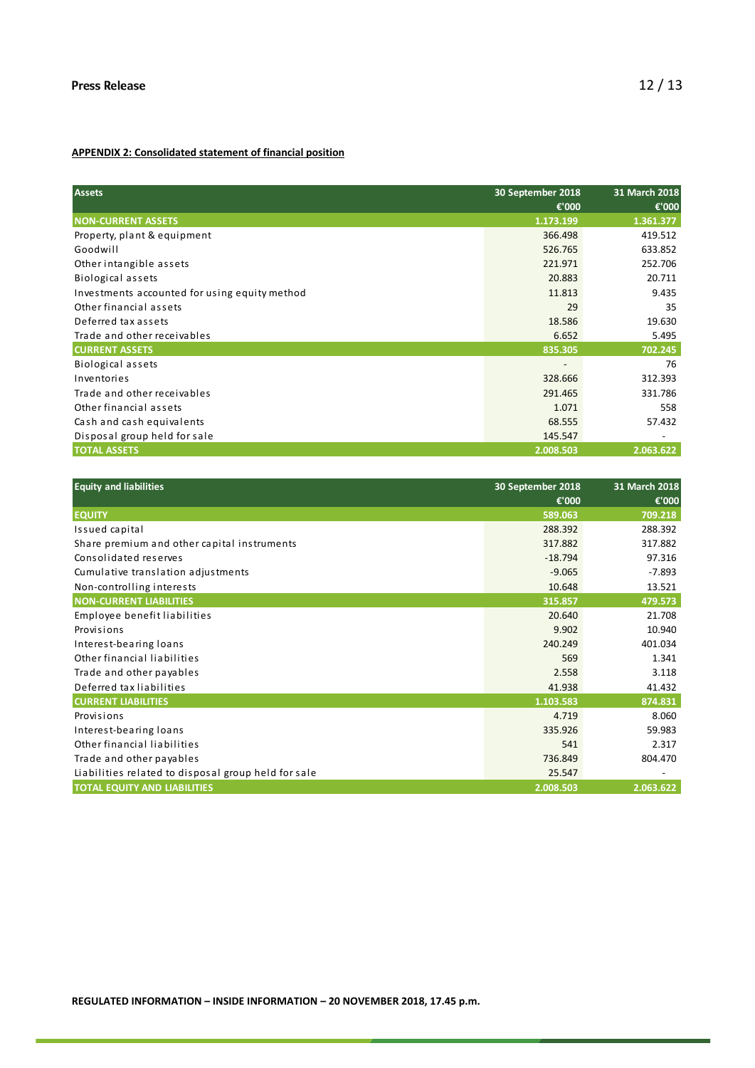**APPENDIX 2: Consolidated statement of financial position**

| Assets | 30 September 2018 €'000 | 31 March 2018 €'000 |
|---|---|---|
| **NON-CURRENT ASSETS** | **1.173.199** | **1.361.377** |
| Property, plant & equipment | 366.498 | 419.512 |
| Goodwill | 526.765 | 633.852 |
| Other intangible assets | 221.971 | 252.706 |
| Biological assets | 20.883 | 20.711 |
| Investments accounted for using equity method | 11.813 | 9.435 |
| Other financial assets | 29 | 35 |
| Deferred tax assets | 18.586 | 19.630 |
| Trade and other receivables | 6.652 | 5.495 |
| **CURRENT ASSETS** | **835.305** | **702.245** |
| Biological assets | - | 76 |
| Inventories | 328.666 | 312.393 |
| Trade and other receivables | 291.465 | 331.786 |
| Other financial assets | 1.071 | 558 |
| Cash and cash equivalents | 68.555 | 57.432 |
| Disposal group held for sale | 145.547 | - |
| **TOTAL ASSETS** | **2.008.503** | **2.063.622** |

| Equity and liabilities | 30 September 2018 €'000 | 31 March 2018 €'000 |
|---|---|---|
| **EQUITY** | **589.063** | **709.218** |
| Issued capital | 288.392 | 288.392 |
| Share premium and other capital instruments | 317.882 | 317.882 |
| Consolidated reserves | -18.794 | 97.316 |
| Cumulative translation adjustments | -9.065 | -7.893 |
| Non-controlling interests | 10.648 | 13.521 |
| **NON-CURRENT LIABILITIES** | **315.857** | **479.573** |
| Employee benefit liabilities | 20.640 | 21.708 |
| Provisions | 9.902 | 10.940 |
| Interest-bearing loans | 240.249 | 401.034 |
| Other financial liabilities | 569 | 1.341 |
| Trade and other payables | 2.558 | 3.118 |
| Deferred tax liabilities | 41.938 | 41.432 |
| **CURRENT LIABILITIES** | **1.103.583** | **874.831** |
| Provisions | 4.719 | 8.060 |
| Interest-bearing loans | 335.926 | 59.983 |
| Other financial liabilities | 541 | 2.317 |
| Trade and other payables | 736.849 | 804.470 |
| Liabilities related to disposal group held for sale | 25.547 | - |
| **TOTAL EQUITY AND LIABILITIES** | **2.008.503** | **2.063.622** |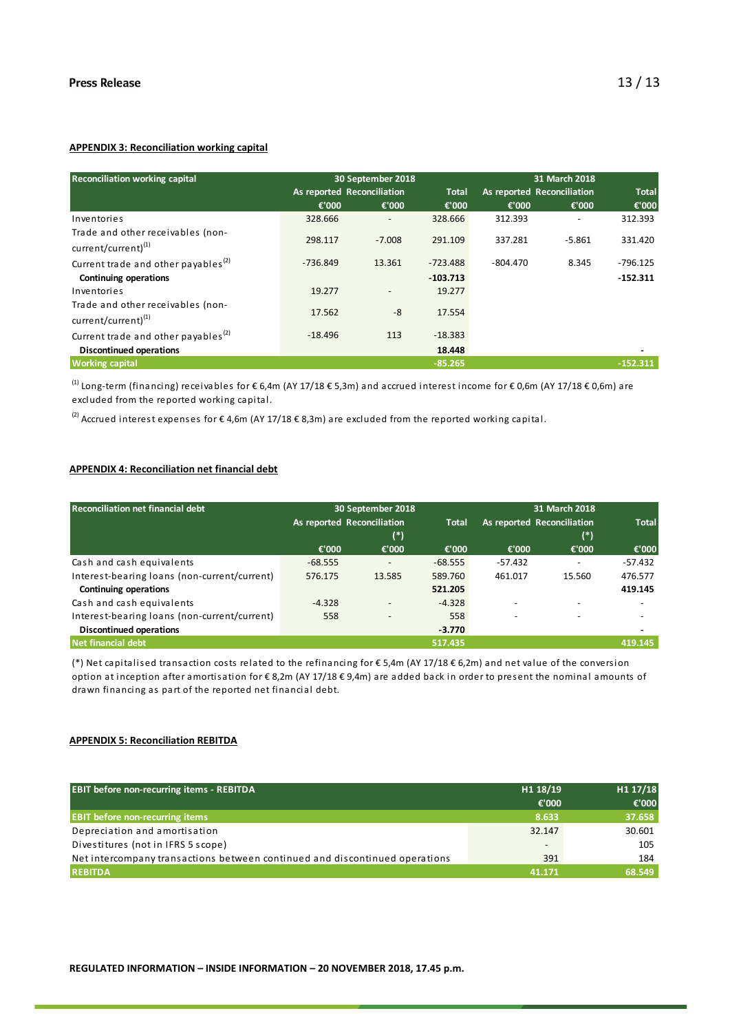**APPENDIX 3: Reconciliation working capital**

| Reconciliation working capital | 30 September 2018 | | | 31 March 2018 | | |
|---|---|---|---|---|---|---|
| | As reported | Reconciliation | Total | As reported | Reconciliation | Total |
| | €'000 | €'000 | €'000 | €'000 | €'000 | €'000 |
| Inventories | 328.666 | - | 328.666 | 312.393 | - | 312.393 |
| Trade and other receivables (non-current/current)[1] | 298.117 | -7.008 | 291.109 | 337.281 | -5.861 | 331.420 |
| Current trade and other payables[2] | -736.849 | 13.361 | -723.488 | -804.470 | 8.345 | -796.125 |
| **Continuing operations** | | | **-103.713** | | | **-152.311** |
| Inventories | 19.277 | - | 19.277 | | | |
| Trade and other receivables (non-current/current)[1] | 17.562 | -8 | 17.554 | | | |
| Current trade and other payables[2] | -18.496 | 113 | -18.383 | | | |
| **Discontinued operations** | | | **18.448** | | | **-** |
| **Working capital** | | | **-85.265** | | | **-152.311** |

[1] Long-term (financing) receivables for € 6,4m (AY 17/18 € 5,3m) and accrued interest income for € 0,6m (AY 17/18 € 0,6m) are excluded from the reported working capital.

[2] Accrued interest expenses for € 4,6m (AY 17/18 € 8,3m) are excluded from the reported working capital.

**APPENDIX 4: Reconciliation net financial debt**

| Reconciliation net financial debt | 30 September 2018 | | | 31 March 2018 | | |
|---|---|---|---|---|---|---|
| | As reported | Reconciliation (*) | Total | As reported | Reconciliation (*) | Total |
| | €'000 | €'000 | €'000 | €'000 | €'000 | €'000 |
| Cash and cash equivalents | -68.555 | - | -68.555 | -57.432 | - | -57.432 |
| Interest-bearing loans (non-current/current) | 576.175 | 13.585 | 589.760 | 461.017 | 15.560 | 476.577 |
| **Continuing operations** | | | **521.205** | | | **419.145** |
| Cash and cash equivalents | -4.328 | - | -4.328 | - | - | - |
| Interest-bearing loans (non-current/current) | 558 | - | 558 | - | - | - |
| **Discontinued operations** | | | **-3.770** | | | **-** |
| **Net financial debt** | | | **517.435** | | | **419.145** |

(*) Net capitalised transaction costs related to the refinancing for € 5,4m (AY 17/18 € 6,2m) and net value of the conversion option at inception after amortisation for € 8,2m (AY 17/18 € 9,4m) are added back in order to present the nominal amounts of drawn financing as part of the reported net financial debt.

**APPENDIX 5: Reconciliation REBITDA**

| EBIT before non-recurring items - REBITDA | H1 18/19 | H1 17/18 |
|---|---|---|
| | €'000 | €'000 |
| **EBIT before non-recurring items** | **8.633** | **37.658** |
| Depreciation and amortisation | 32.147 | 30.601 |
| Divestitures (not in IFRS 5 scope) | - | 105 |
| Net intercompany transactions between continued and discontinued operations | 391 | 184 |
| **REBITDA** | **41.171** | **68.549** |

**REGULATED INFORMATION – INSIDE INFORMATION – 20 NOVEMBER 2018, 17.45 p.m.**